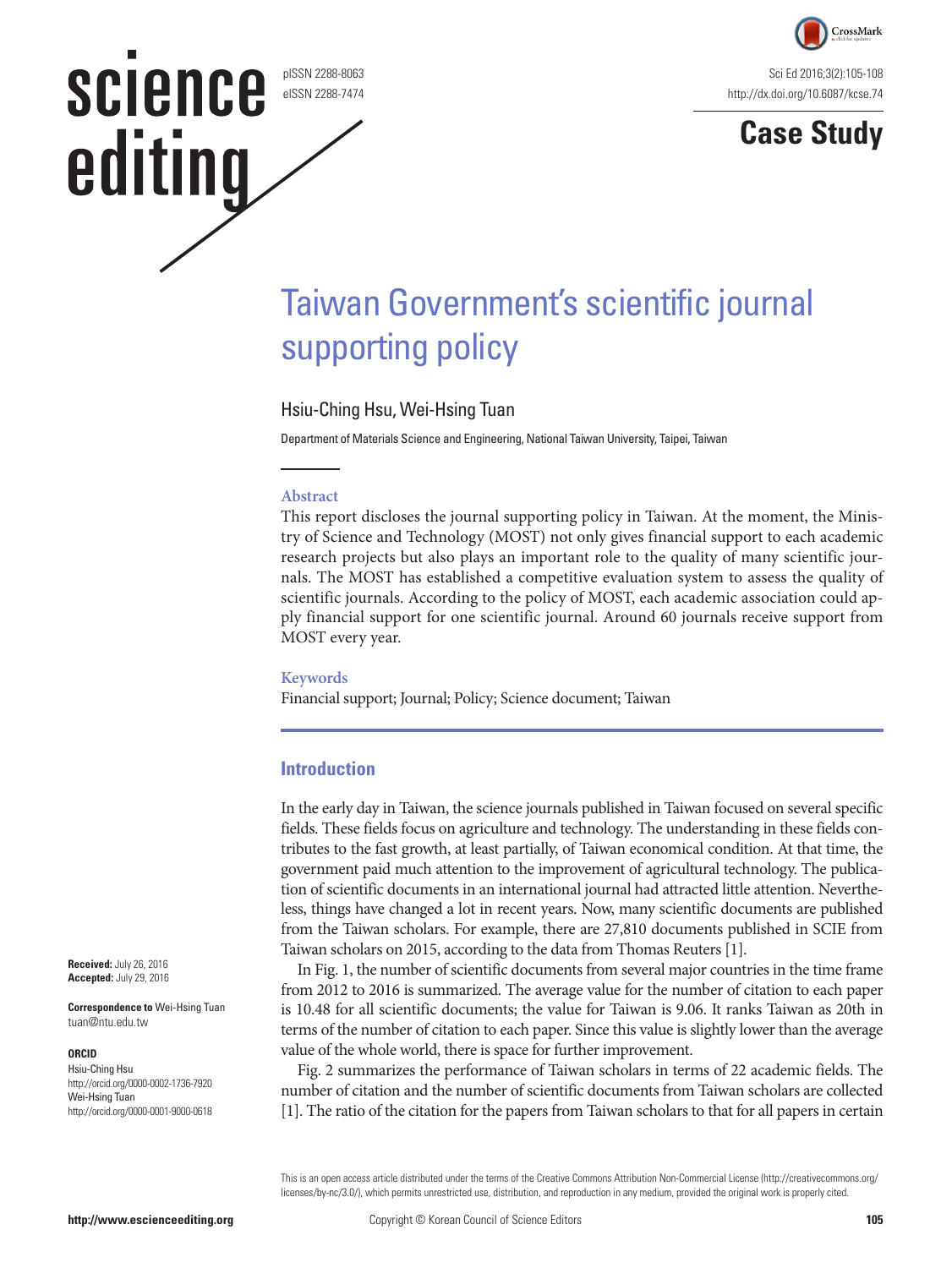# Taiwan Government's scientific journal supporting policy

Hsiu-Ching Hsu, Wei-Hsing Tuan

Department of Materials Science and Engineering, National Taiwan University, Taipei, Taiwan

**Abstract**

This report discloses the journal supporting policy in Taiwan. At the moment, the Ministry of Science and Technology (MOST) not only gives financial support to each academic research projects but also plays an important role to the quality of many scientific journals. The MOST has established a competitive evaluation system to assess the quality of scientific journals. According to the policy of MOST, each academic association could apply financial support for one scientific journal. Around 60 journals receive support from MOST every year.

**Keywords**

Financial support; Journal; Policy; Science document; Taiwan

**Received:** July 26, 2016
**Accepted:** July 29, 2016

**Correspondence to** Wei-Hsing Tuan
tuan@ntu.edu.tw

**ORCID**
Hsiu-Ching Hsu
http://orcid.org/0000-0002-1736-7920
Wei-Hsing Tuan
http://orcid.org/0000-0001-9000-0618

## Introduction

In the early day in Taiwan, the science journals published in Taiwan focused on several specific fields. These fields focus on agriculture and technology. The understanding in these fields contributes to the fast growth, at least partially, of Taiwan economical condition. At that time, the government paid much attention to the improvement of agricultural technology. The publication of scientific documents in an international journal had attracted little attention. Nevertheless, things have changed a lot in recent years. Now, many scientific documents are published from the Taiwan scholars. For example, there are 27,810 documents published in SCIE from Taiwan scholars on 2015, according to the data from Thomas Reuters [1].

In Fig. 1, the number of scientific documents from several major countries in the time frame from 2012 to 2016 is summarized. The average value for the number of citation to each paper is 10.48 for all scientific documents; the value for Taiwan is 9.06. It ranks Taiwan as 20th in terms of the number of citation to each paper. Since this value is slightly lower than the average value of the whole world, there is space for further improvement.

Fig. 2 summarizes the performance of Taiwan scholars in terms of 22 academic fields. The number of citation and the number of scientific documents from Taiwan scholars are collected [1]. The ratio of the citation for the papers from Taiwan scholars to that for all papers in certain

This is an open access article distributed under the terms of the Creative Commons Attribution Non-Commercial License (http://creativecommons.org/licenses/by-nc/3.0/), which permits unrestricted use, distribution, and reproduction in any medium, provided the original work is properly cited.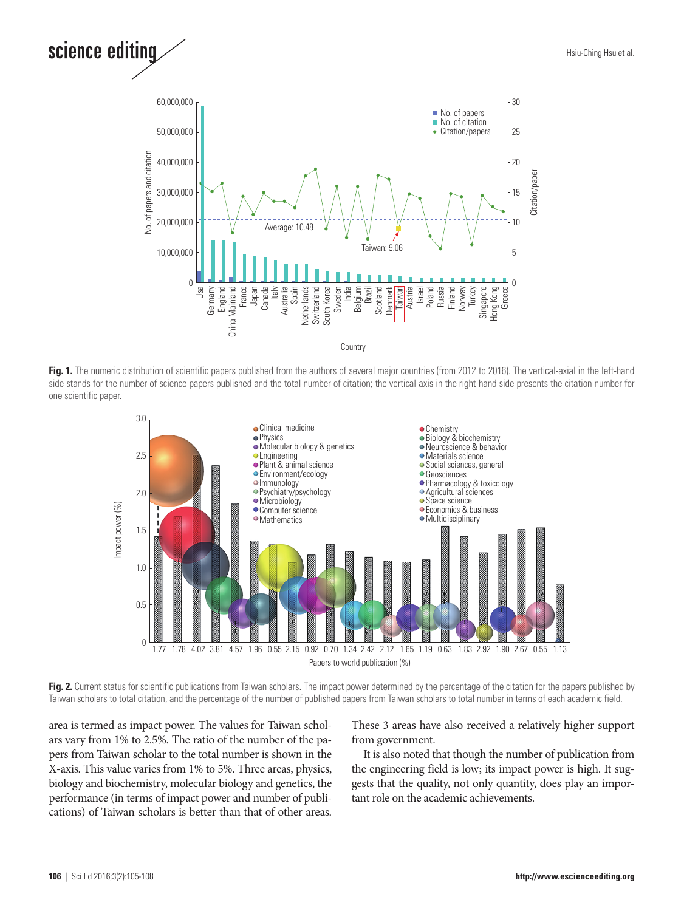**Fig. 1.** The numeric distribution of scientific papers published from the authors of several major countries (from 2012 to 2016). The vertical-axial in the left-hand side stands for the number of science papers published and the total number of citation; the vertical-axis in the right-hand side presents the citation number for one scientific paper.

**Fig. 2.** Current status for scientific publications from Taiwan scholars. The impact power determined by the percentage of the citation for the papers published by Taiwan scholars to total citation, and the percentage of the number of published papers from Taiwan scholars to total number in terms of each academic field.

area is termed as impact power. The values for Taiwan scholars vary from 1% to 2.5%. The ratio of the number of the papers from Taiwan scholar to the total number is shown in the X-axis. This value varies from 1% to 5%. Three areas, physics, biology and biochemistry, molecular biology and genetics, the performance (in terms of impact power and number of publications) of Taiwan scholars is better than that of other areas. These 3 areas have also received a relatively higher support from government.

It is also noted that though the number of publication from the engineering field is low; its impact power is high. It suggests that the quality, not only quantity, does play an important role on the academic achievements.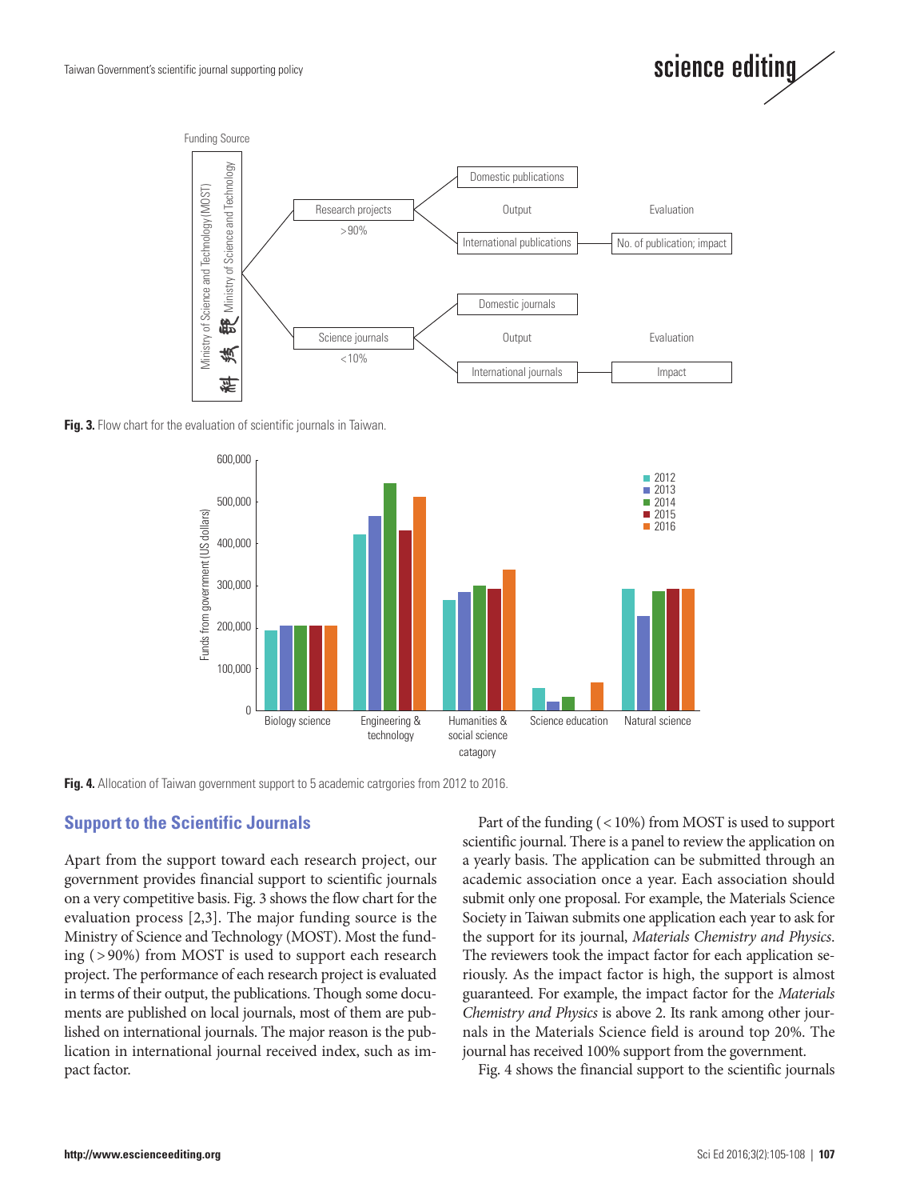Fig. 3. Flow chart for the evaluation of scientific journals in Taiwan.

Fig. 4. Allocation of Taiwan government support to 5 academic catrgories from 2012 to 2016.

## Support to the Scientific Journals

Apart from the support toward each research project, our government provides financial support to scientific journals on a very competitive basis. Fig. 3 shows the flow chart for the evaluation process [2,3]. The major funding source is the Ministry of Science and Technology (MOST). Most the funding (>90%) from MOST is used to support each research project. The performance of each research project is evaluated in terms of their output, the publications. Though some documents are published on local journals, most of them are published on international journals. The major reason is the publication in international journal received index, such as impact factor.

Part of the funding (<10%) from MOST is used to support scientific journal. There is a panel to review the application on a yearly basis. The application can be submitted through an academic association once a year. Each association should submit only one proposal. For example, the Materials Science Society in Taiwan submits one application each year to ask for the support for its journal, *Materials Chemistry and Physics*. The reviewers took the impact factor for each application seriously. As the impact factor is high, the support is almost guaranteed. For example, the impact factor for the *Materials Chemistry and Physics* is above 2. Its rank among other journals in the Materials Science field is around top 20%. The journal has received 100% support from the government.

Fig. 4 shows the financial support to the scientific journals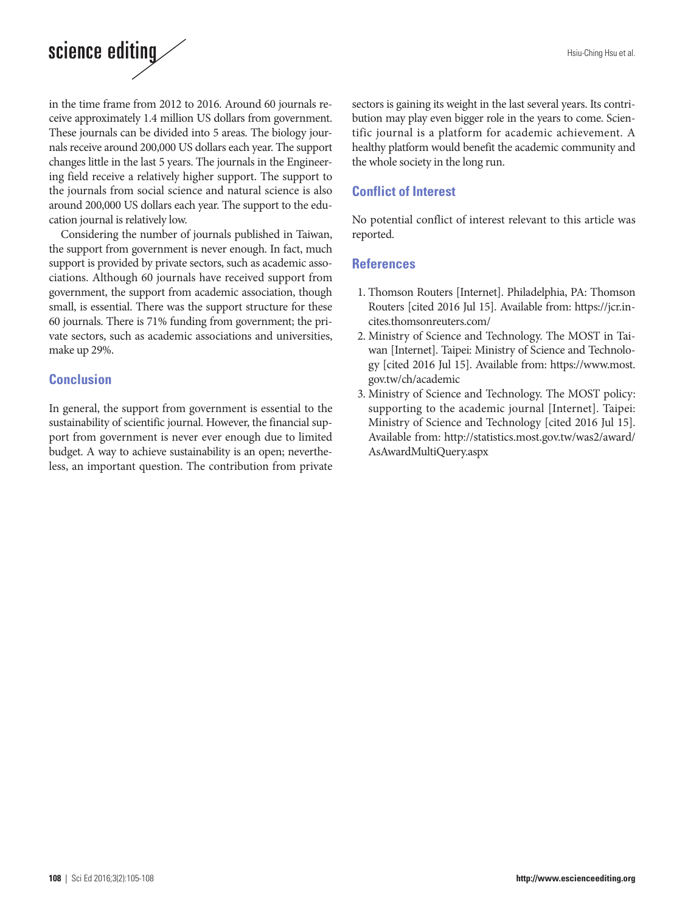in the time frame from 2012 to 2016. Around 60 journals receive approximately 1.4 million US dollars from government. These journals can be divided into 5 areas. The biology journals receive around 200,000 US dollars each year. The support changes little in the last 5 years. The journals in the Engineering field receive a relatively higher support. The support to the journals from social science and natural science is also around 200,000 US dollars each year. The support to the education journal is relatively low.

Considering the number of journals published in Taiwan, the support from government is never enough. In fact, much support is provided by private sectors, such as academic associations. Although 60 journals have received support from government, the support from academic association, though small, is essential. There was the support structure for these 60 journals. There is 71% funding from government; the private sectors, such as academic associations and universities, make up 29%.

## Conclusion

In general, the support from government is essential to the sustainability of scientific journal. However, the financial support from government is never ever enough due to limited budget. A way to achieve sustainability is an open; nevertheless, an important question. The contribution from private sectors is gaining its weight in the last several years. Its contribution may play even bigger role in the years to come. Scientific journal is a platform for academic achievement. A healthy platform would benefit the academic community and the whole society in the long run.

## Conflict of Interest

No potential conflict of interest relevant to this article was reported.

## References

1. Thomson Routers [Internet]. Philadelphia, PA: Thomson Routers [cited 2016 Jul 15]. Available from: https://jcr.incites.thomsonreuters.com/
2. Ministry of Science and Technology. The MOST in Taiwan [Internet]. Taipei: Ministry of Science and Technology [cited 2016 Jul 15]. Available from: https://www.most.gov.tw/ch/academic
3. Ministry of Science and Technology. The MOST policy: supporting to the academic journal [Internet]. Taipei: Ministry of Science and Technology [cited 2016 Jul 15]. Available from: http://statistics.most.gov.tw/was2/award/AsAwardMultiQuery.aspx